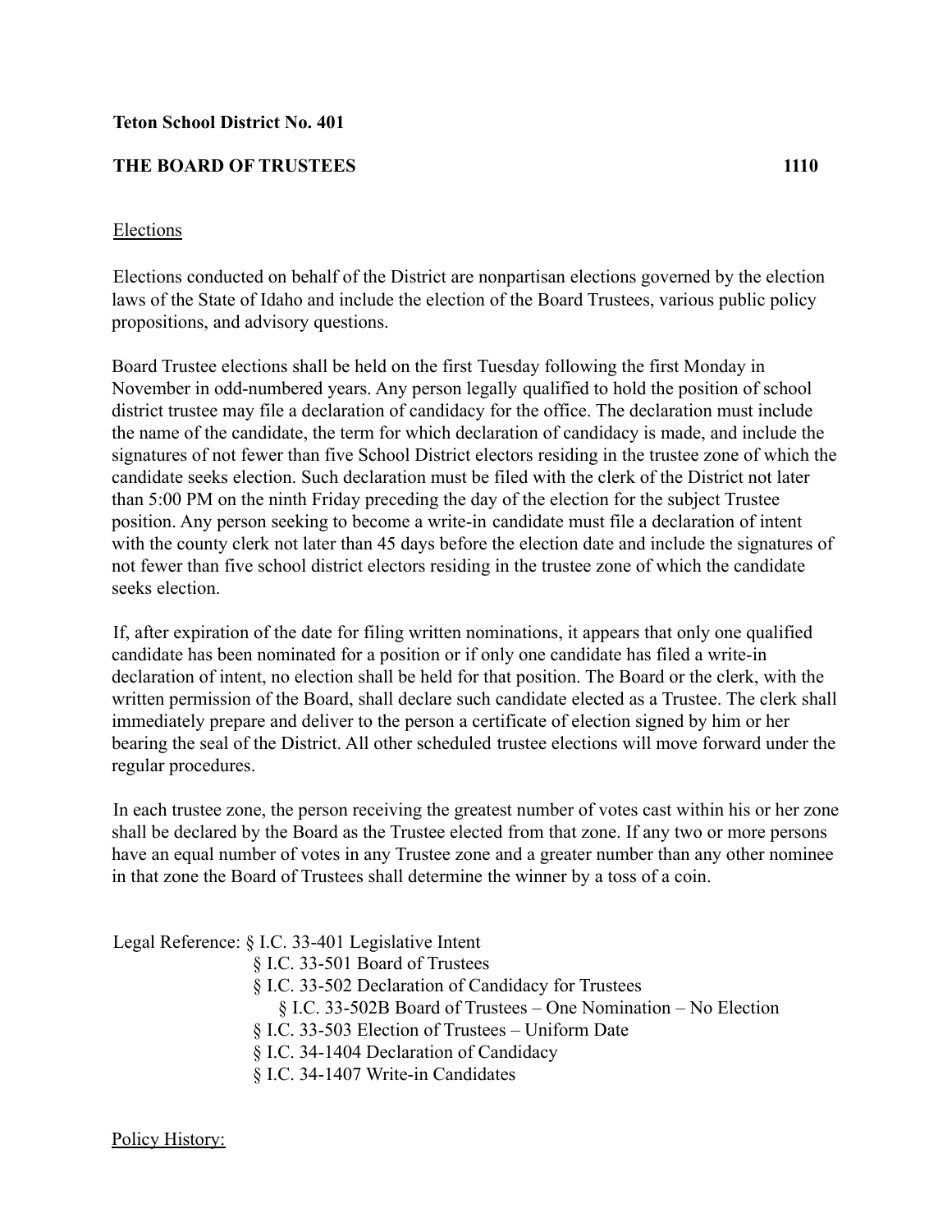**Teton School District No. 401**

**THE BOARD OF TRUSTEES 1110**

Elections

Elections conducted on behalf of the District are nonpartisan elections governed by the election laws of the State of Idaho and include the election of the Board Trustees, various public policy propositions, and advisory questions.

Board Trustee elections shall be held on the first Tuesday following the first Monday in November in odd-numbered years. Any person legally qualified to hold the position of school district trustee may file a declaration of candidacy for the office. The declaration must include the name of the candidate, the term for which declaration of candidacy is made, and include the signatures of not fewer than five School District electors residing in the trustee zone of which the candidate seeks election. Such declaration must be filed with the clerk of the District not later than 5:00 PM on the ninth Friday preceding the day of the election for the subject Trustee position. Any person seeking to become a write-in candidate must file a declaration of intent with the county clerk not later than 45 days before the election date and include the signatures of not fewer than five school district electors residing in the trustee zone of which the candidate seeks election.

If, after expiration of the date for filing written nominations, it appears that only one qualified candidate has been nominated for a position or if only one candidate has filed a write-in declaration of intent, no election shall be held for that position. The Board or the clerk, with the written permission of the Board, shall declare such candidate elected as a Trustee. The clerk shall immediately prepare and deliver to the person a certificate of election signed by him or her bearing the seal of the District. All other scheduled trustee elections will move forward under the regular procedures.

In each trustee zone, the person receiving the greatest number of votes cast within his or her zone shall be declared by the Board as the Trustee elected from that zone. If any two or more persons have an equal number of votes in any Trustee zone and a greater number than any other nominee in that zone the Board of Trustees shall determine the winner by a toss of a coin.

Legal Reference: § I.C. 33-401 Legislative Intent
§ I.C. 33-501 Board of Trustees
§ I.C. 33-502 Declaration of Candidacy for Trustees
§ I.C. 33-502B Board of Trustees – One Nomination – No Election
§ I.C. 33-503 Election of Trustees – Uniform Date
§ I.C. 34-1404 Declaration of Candidacy
§ I.C. 34-1407 Write-in Candidates

Policy History: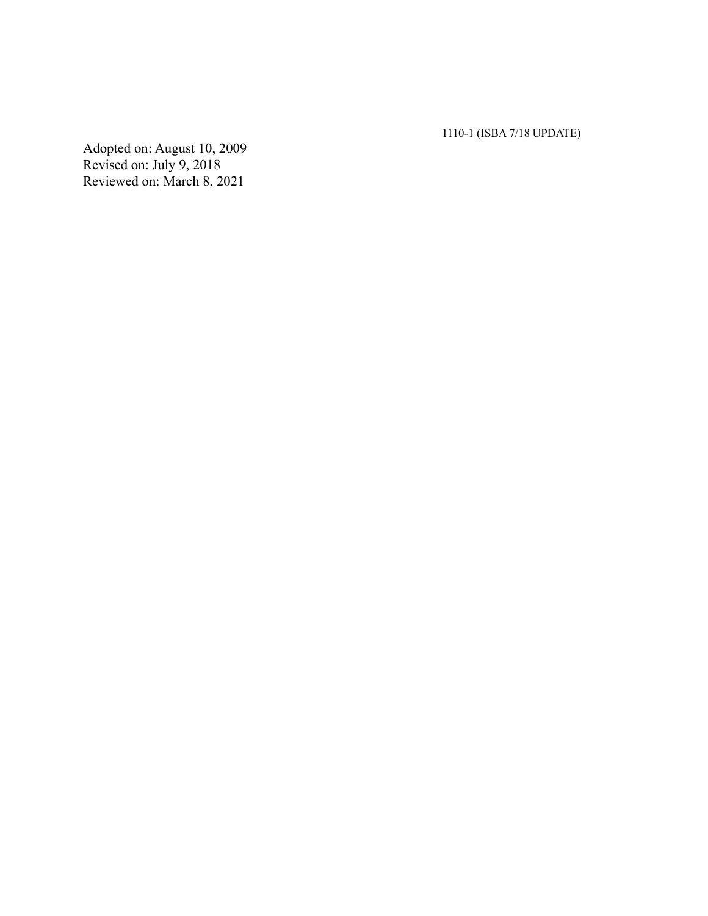Adopted on: August 10, 2009
Revised on: July 9, 2018
Reviewed on: March 8, 2021